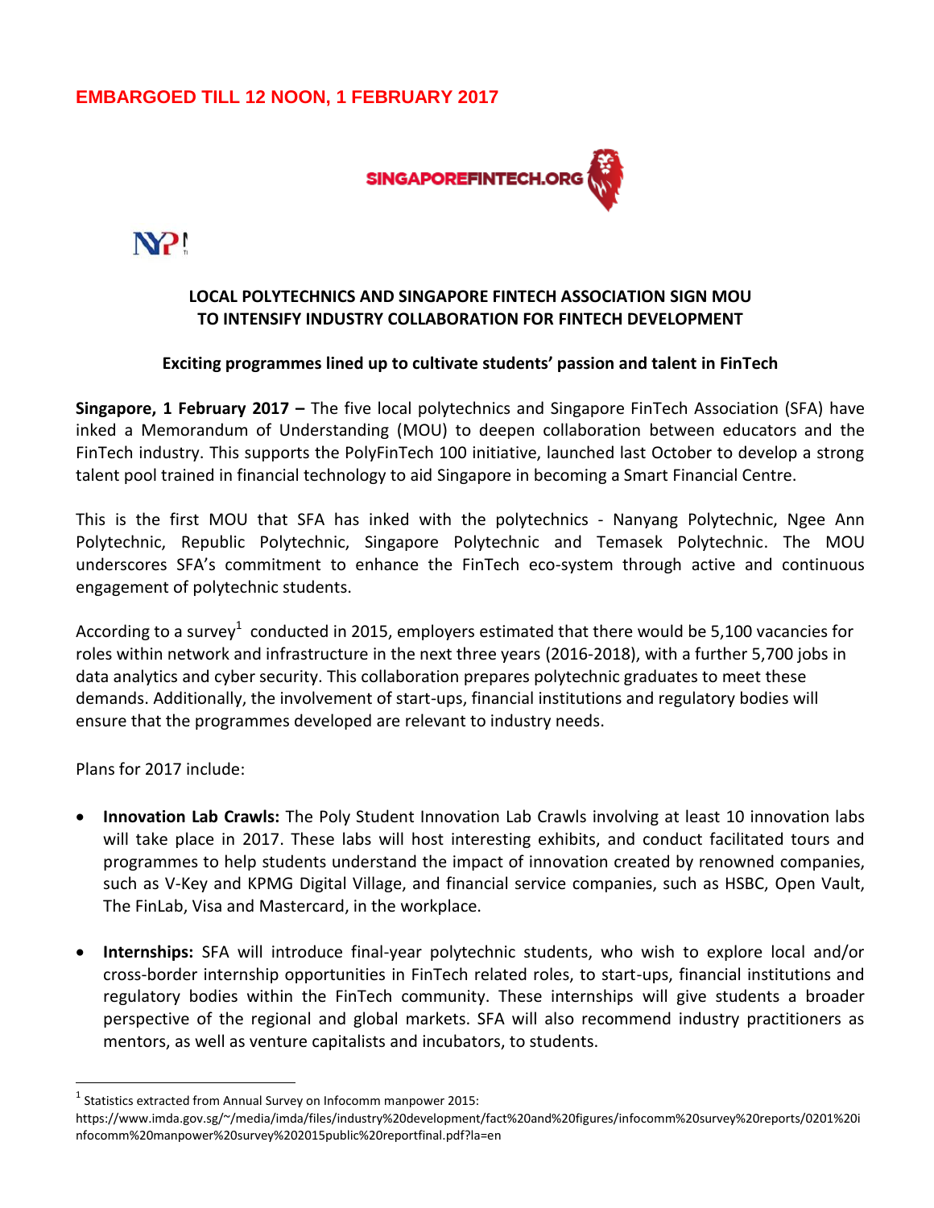**EMBARGOED TILL 12 NOON, 1 FEBRUARY 2017**

## LOCAL POLYTECHNICS AND SINGAPORE FINTECH ASSOCIATION SIGN MOU TO INTENSIFY INDUSTRY COLLABORATION FOR FINTECH DEVELOPMENT

**Exciting programmes lined up to cultivate students' passion and talent in FinTech**

**Singapore, 1 February 2017 –** The five local polytechnics and Singapore FinTech Association (SFA) have inked a Memorandum of Understanding (MOU) to deepen collaboration between educators and the FinTech industry. This supports the PolyFinTech 100 initiative, launched last October to develop a strong talent pool trained in financial technology to aid Singapore in becoming a Smart Financial Centre.

This is the first MOU that SFA has inked with the polytechnics - Nanyang Polytechnic, Ngee Ann Polytechnic, Republic Polytechnic, Singapore Polytechnic and Temasek Polytechnic. The MOU underscores SFA's commitment to enhance the FinTech eco-system through active and continuous engagement of polytechnic students.

According to a survey[1] conducted in 2015, employers estimated that there would be 5,100 vacancies for roles within network and infrastructure in the next three years (2016-2018), with a further 5,700 jobs in data analytics and cyber security. This collaboration prepares polytechnic graduates to meet these demands. Additionally, the involvement of start-ups, financial institutions and regulatory bodies will ensure that the programmes developed are relevant to industry needs.

Plans for 2017 include:

- **Innovation Lab Crawls:** The Poly Student Innovation Lab Crawls involving at least 10 innovation labs will take place in 2017. These labs will host interesting exhibits, and conduct facilitated tours and programmes to help students understand the impact of innovation created by renowned companies, such as V-Key and KPMG Digital Village, and financial service companies, such as HSBC, Open Vault, The FinLab, Visa and Mastercard, in the workplace.

- **Internships:** SFA will introduce final-year polytechnic students, who wish to explore local and/or cross-border internship opportunities in FinTech related roles, to start-ups, financial institutions and regulatory bodies within the FinTech community. These internships will give students a broader perspective of the regional and global markets. SFA will also recommend industry practitioners as mentors, as well as venture capitalists and incubators, to students.

---

[1] Statistics extracted from Annual Survey on Infocomm manpower 2015: https://www.imda.gov.sg/~/media/imda/files/industry%20development/fact%20and%20figures/infocomm%20survey%20reports/0201%20infocomm%20manpower%20survey%202015public%20reportfinal.pdf?la=en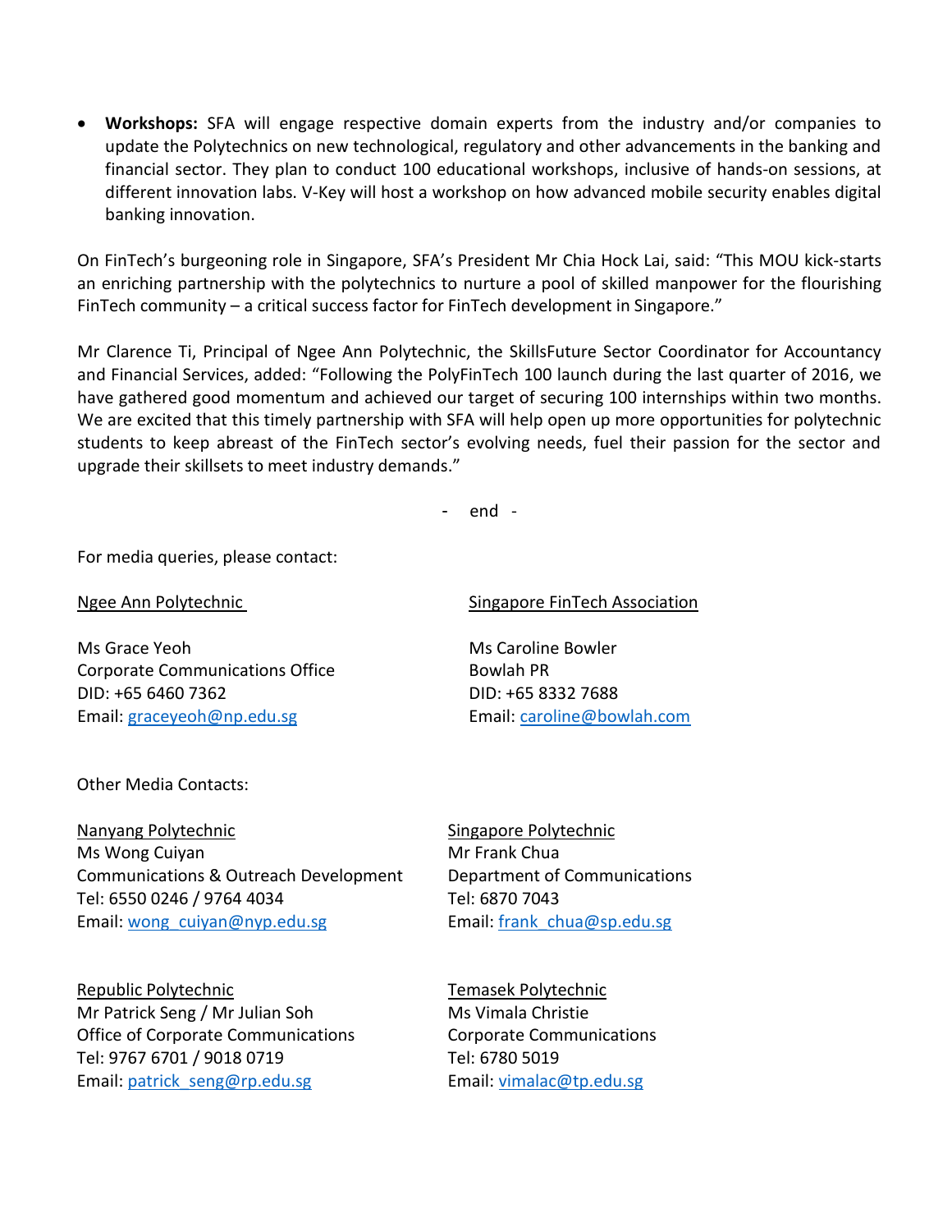- **Workshops:** SFA will engage respective domain experts from the industry and/or companies to update the Polytechnics on new technological, regulatory and other advancements in the banking and financial sector. They plan to conduct 100 educational workshops, inclusive of hands-on sessions, at different innovation labs. V-Key will host a workshop on how advanced mobile security enables digital banking innovation.

On FinTech's burgeoning role in Singapore, SFA's President Mr Chia Hock Lai, said: "This MOU kick-starts an enriching partnership with the polytechnics to nurture a pool of skilled manpower for the flourishing FinTech community – a critical success factor for FinTech development in Singapore."

Mr Clarence Ti, Principal of Ngee Ann Polytechnic, the SkillsFuture Sector Coordinator for Accountancy and Financial Services, added: "Following the PolyFinTech 100 launch during the last quarter of 2016, we have gathered good momentum and achieved our target of securing 100 internships within two months. We are excited that this timely partnership with SFA will help open up more opportunities for polytechnic students to keep abreast of the FinTech sector's evolving needs, fuel their passion for the sector and upgrade their skillsets to meet industry demands."

\- end -

For media queries, please contact:

Ngee Ann Polytechnic

Ms Grace Yeoh
Corporate Communications Office
DID: +65 6460 7362
Email: graceyeoh@np.edu.sg

Singapore FinTech Association

Ms Caroline Bowler
Bowlah PR
DID: +65 8332 7688
Email: caroline@bowlah.com

Other Media Contacts:

Nanyang Polytechnic
Ms Wong Cuiyan
Communications & Outreach Development
Tel: 6550 0246 / 9764 4034
Email: wong_cuiyan@nyp.edu.sg

Singapore Polytechnic
Mr Frank Chua
Department of Communications
Tel: 6870 7043
Email: frank_chua@sp.edu.sg

Republic Polytechnic
Mr Patrick Seng / Mr Julian Soh
Office of Corporate Communications
Tel: 9767 6701 / 9018 0719
Email: patrick_seng@rp.edu.sg

Temasek Polytechnic
Ms Vimala Christie
Corporate Communications
Tel: 6780 5019
Email: vimalac@tp.edu.sg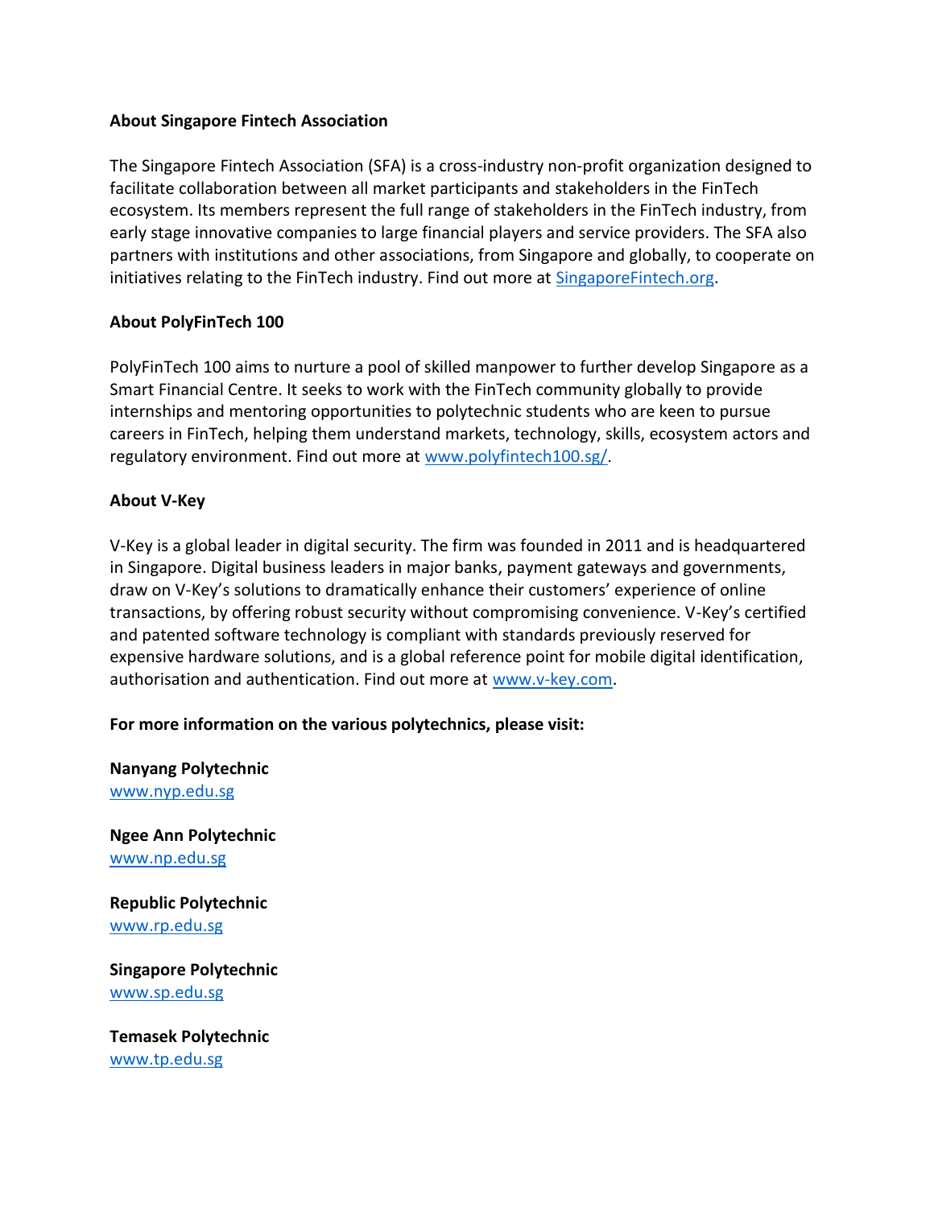**About Singapore Fintech Association**

The Singapore Fintech Association (SFA) is a cross-industry non-profit organization designed to facilitate collaboration between all market participants and stakeholders in the FinTech ecosystem. Its members represent the full range of stakeholders in the FinTech industry, from early stage innovative companies to large financial players and service providers. The SFA also partners with institutions and other associations, from Singapore and globally, to cooperate on initiatives relating to the FinTech industry. Find out more at [SingaporeFintech.org](SingaporeFintech.org).

**About PolyFinTech 100**

PolyFinTech 100 aims to nurture a pool of skilled manpower to further develop Singapore as a Smart Financial Centre. It seeks to work with the FinTech community globally to provide internships and mentoring opportunities to polytechnic students who are keen to pursue careers in FinTech, helping them understand markets, technology, skills, ecosystem actors and regulatory environment. Find out more at [www.polyfintech100.sg/](www.polyfintech100.sg/).

**About V-Key**

V-Key is a global leader in digital security. The firm was founded in 2011 and is headquartered in Singapore. Digital business leaders in major banks, payment gateways and governments, draw on V-Key's solutions to dramatically enhance their customers' experience of online transactions, by offering robust security without compromising convenience. V-Key's certified and patented software technology is compliant with standards previously reserved for expensive hardware solutions, and is a global reference point for mobile digital identification, authorisation and authentication. Find out more at [www.v-key.com](www.v-key.com).

**For more information on the various polytechnics, please visit:**

**Nanyang Polytechnic**
[www.nyp.edu.sg](www.nyp.edu.sg)

**Ngee Ann Polytechnic**
[www.np.edu.sg](www.np.edu.sg)

**Republic Polytechnic**
[www.rp.edu.sg](www.rp.edu.sg)

**Singapore Polytechnic**
[www.sp.edu.sg](www.sp.edu.sg)

**Temasek Polytechnic**
[www.tp.edu.sg](www.tp.edu.sg)